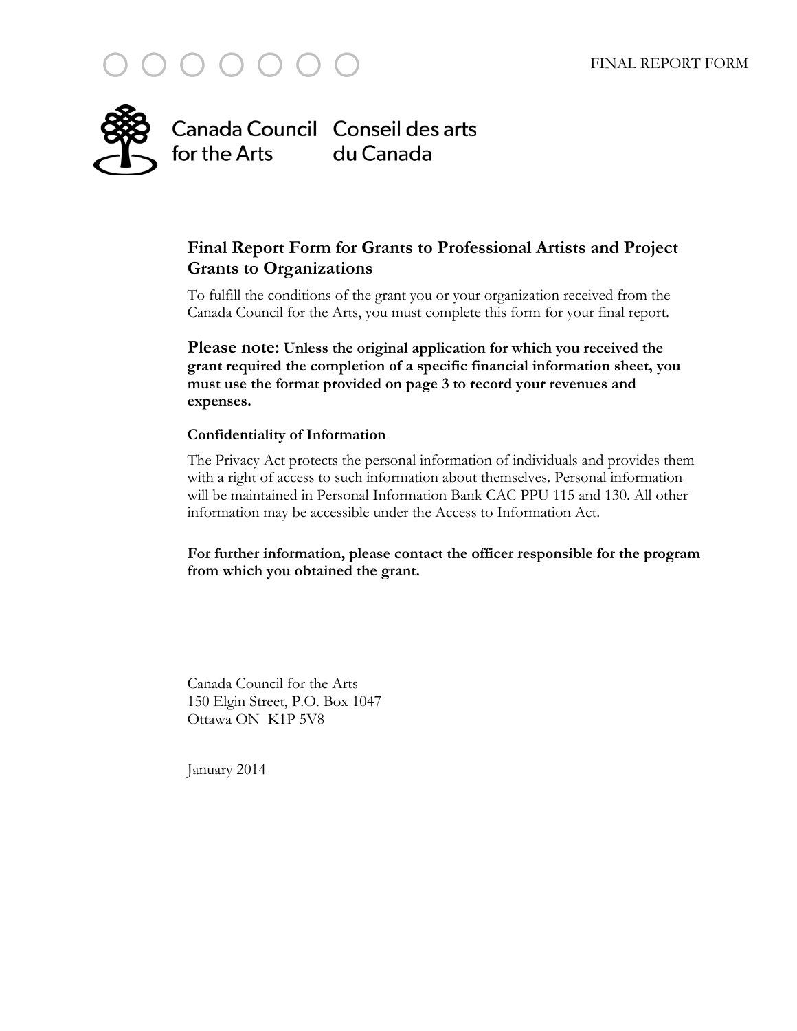FINAL REPORT FORM

Canada Council for the Arts | Conseil des arts du Canada

# Final Report Form for Grants to Professional Artists and Project Grants to Organizations

To fulfill the conditions of the grant you or your organization received from the Canada Council for the Arts, you must complete this form for your final report.

**Please note: Unless the original application for which you received the grant required the completion of a specific financial information sheet, you must use the format provided on page 3 to record your revenues and expenses.**

### Confidentiality of Information

The Privacy Act protects the personal information of individuals and provides them with a right of access to such information about themselves. Personal information will be maintained in Personal Information Bank CAC PPU 115 and 130. All other information may be accessible under the Access to Information Act.

**For further information, please contact the officer responsible for the program from which you obtained the grant.**

Canada Council for the Arts
150 Elgin Street, P.O. Box 1047
Ottawa ON K1P 5V8

January 2014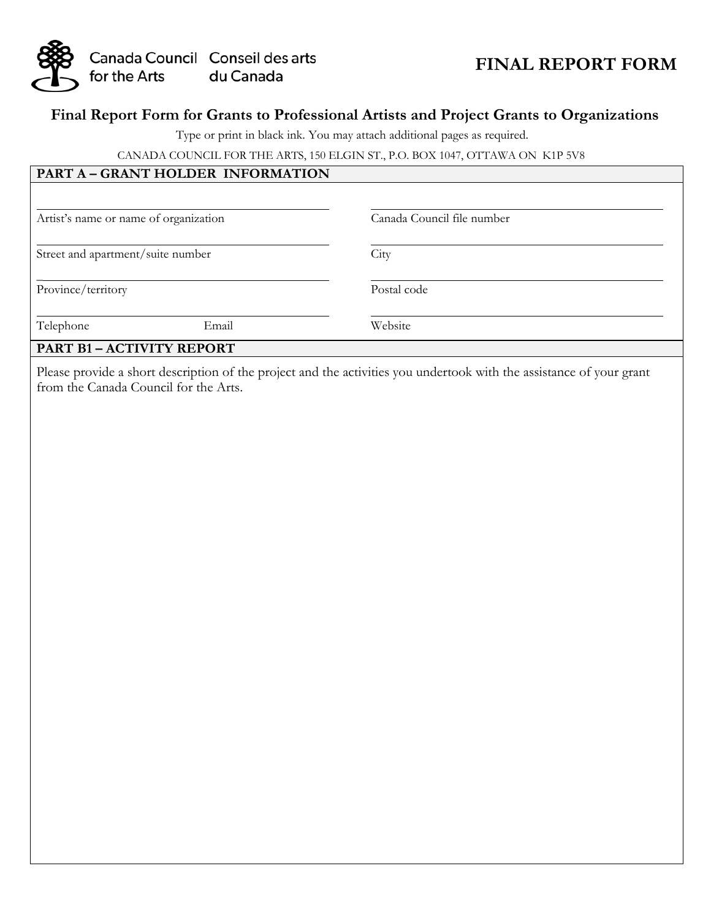Canada Council for the Arts | Conseil des arts du Canada

# FINAL REPORT FORM

## Final Report Form for Grants to Professional Artists and Project Grants to Organizations

Type or print in black ink. You may attach additional pages as required.

CANADA COUNCIL FOR THE ARTS, 150 ELGIN ST., P.O. BOX 1047, OTTAWA ON K1P 5V8

### PART A – GRANT HOLDER INFORMATION

| | |
|---|---|
| Artist's name or name of organization | Canada Council file number |
| Street and apartment/suite number | City |
| Province/territory | Postal code |
| Telephone Email | Website |

### PART B1 – ACTIVITY REPORT

Please provide a short description of the project and the activities you undertook with the assistance of your grant from the Canada Council for the Arts.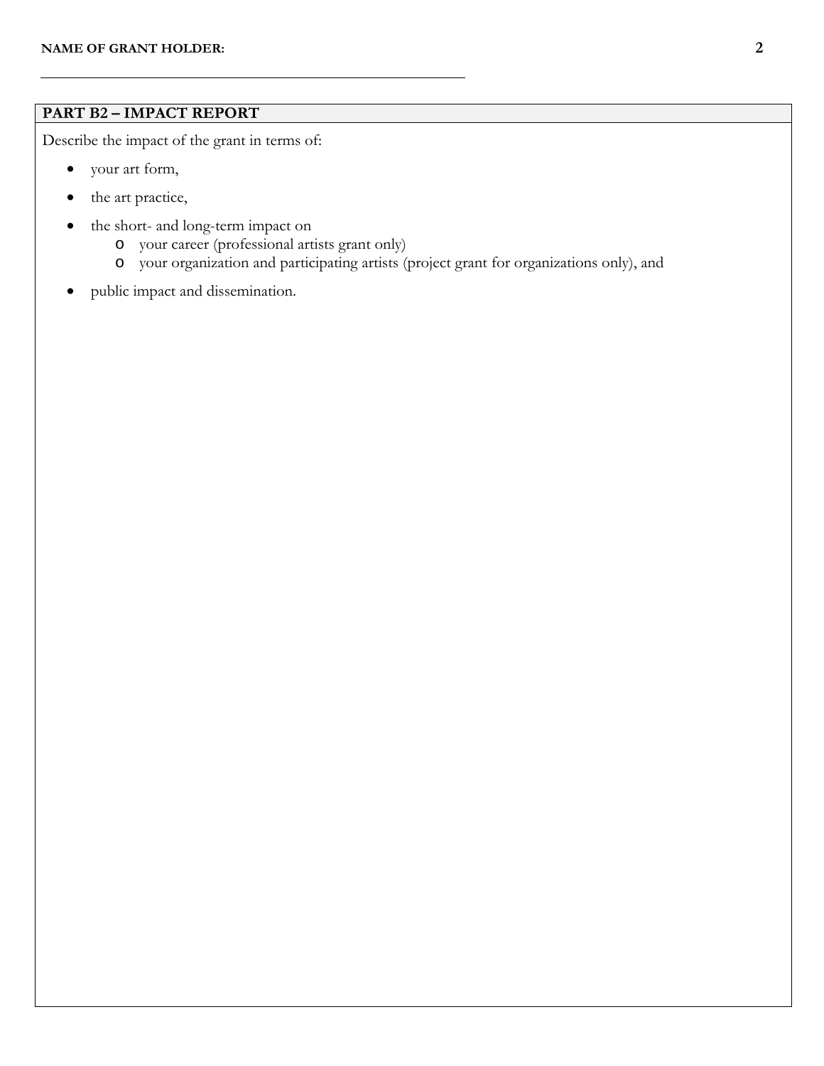**NAME OF GRANT HOLDER:**

______________________________________________

## PART B2 – IMPACT REPORT

Describe the impact of the grant in terms of:

- your art form,
- the art practice,
- the short- and long-term impact on
  - your career (professional artists grant only)
  - your organization and participating artists (project grant for organizations only), and
- public impact and dissemination.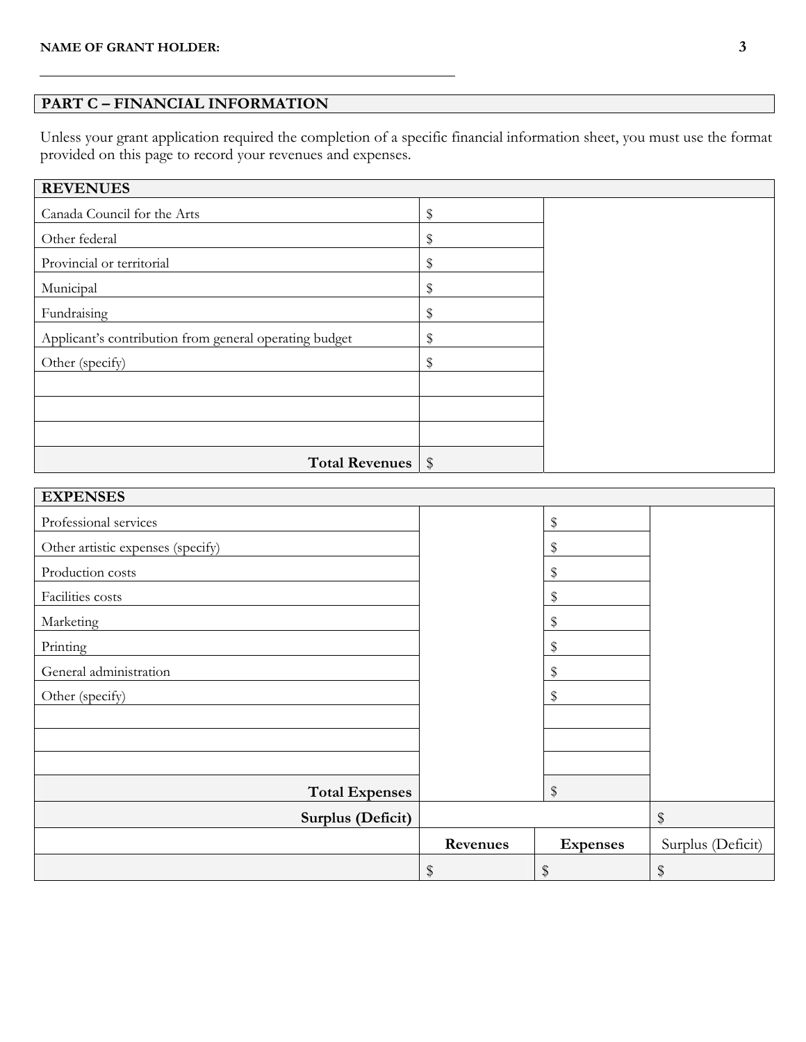NAME OF GRANT HOLDER: ______________________________________________

## PART C – FINANCIAL INFORMATION

Unless your grant application required the completion of a specific financial information sheet, you must use the format provided on this page to record your revenues and expenses.

| REVENUES | | |
|---|---|---|
| Canada Council for the Arts | $ | |
| Other federal | $ | |
| Provincial or territorial | $ | |
| Municipal | $ | |
| Fundraising | $ | |
| Applicant's contribution from general operating budget | $ | |
| Other (specify) | $ | |
| | | |
| | | |
| | | |
| **Total Revenues** | $ | |

| EXPENSES | | | |
|---|---|---|---|
| Professional services | | $ | |
| Other artistic expenses (specify) | | $ | |
| Production costs | | $ | |
| Facilities costs | | $ | |
| Marketing | | $ | |
| Printing | | $ | |
| General administration | | $ | |
| Other (specify) | | $ | |
| | | | |
| | | | |
| | | | |
| **Total Expenses** | | $ | |
| **Surplus (Deficit)** | | | $ |
| | **Revenues** | **Expenses** | Surplus (Deficit) |
| | $ | $ | $ |